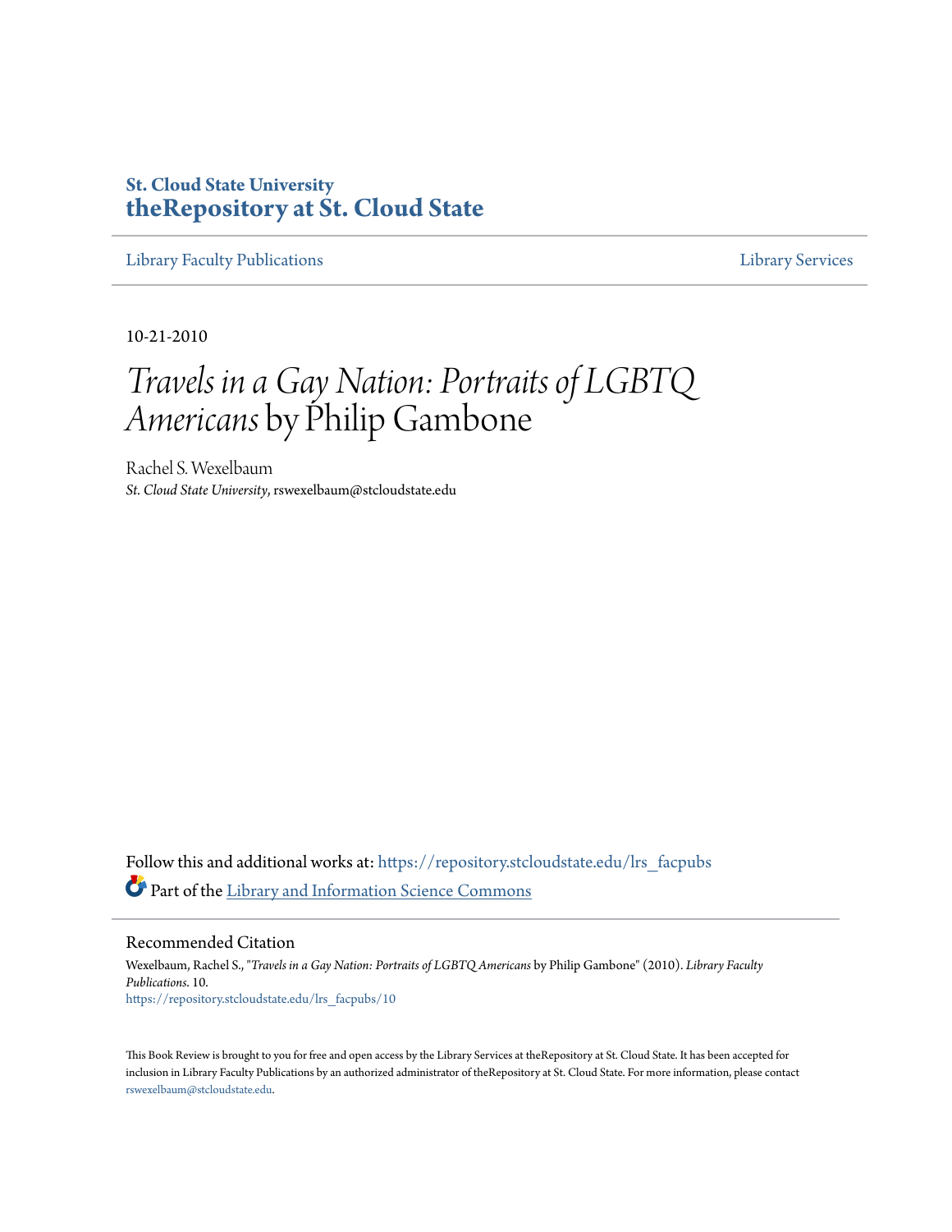St. Cloud State University
**theRepository at St. Cloud State**

Library Faculty Publications | Library Services

10-21-2010

# *Travels in a Gay Nation: Portraits of LGBTQ Americans* by Philip Gambone

Rachel S. Wexelbaum
*St. Cloud State University*, rswexelbaum@stcloudstate.edu

Follow this and additional works at: https://repository.stcloudstate.edu/lrs_facpubs

Part of the Library and Information Science Commons

## Recommended Citation

Wexelbaum, Rachel S., "*Travels in a Gay Nation: Portraits of LGBTQ Americans* by Philip Gambone" (2010). *Library Faculty Publications*. 10.
https://repository.stcloudstate.edu/lrs_facpubs/10

This Book Review is brought to you for free and open access by the Library Services at theRepository at St. Cloud State. It has been accepted for inclusion in Library Faculty Publications by an authorized administrator of theRepository at St. Cloud State. For more information, please contact rswexelbaum@stcloudstate.edu.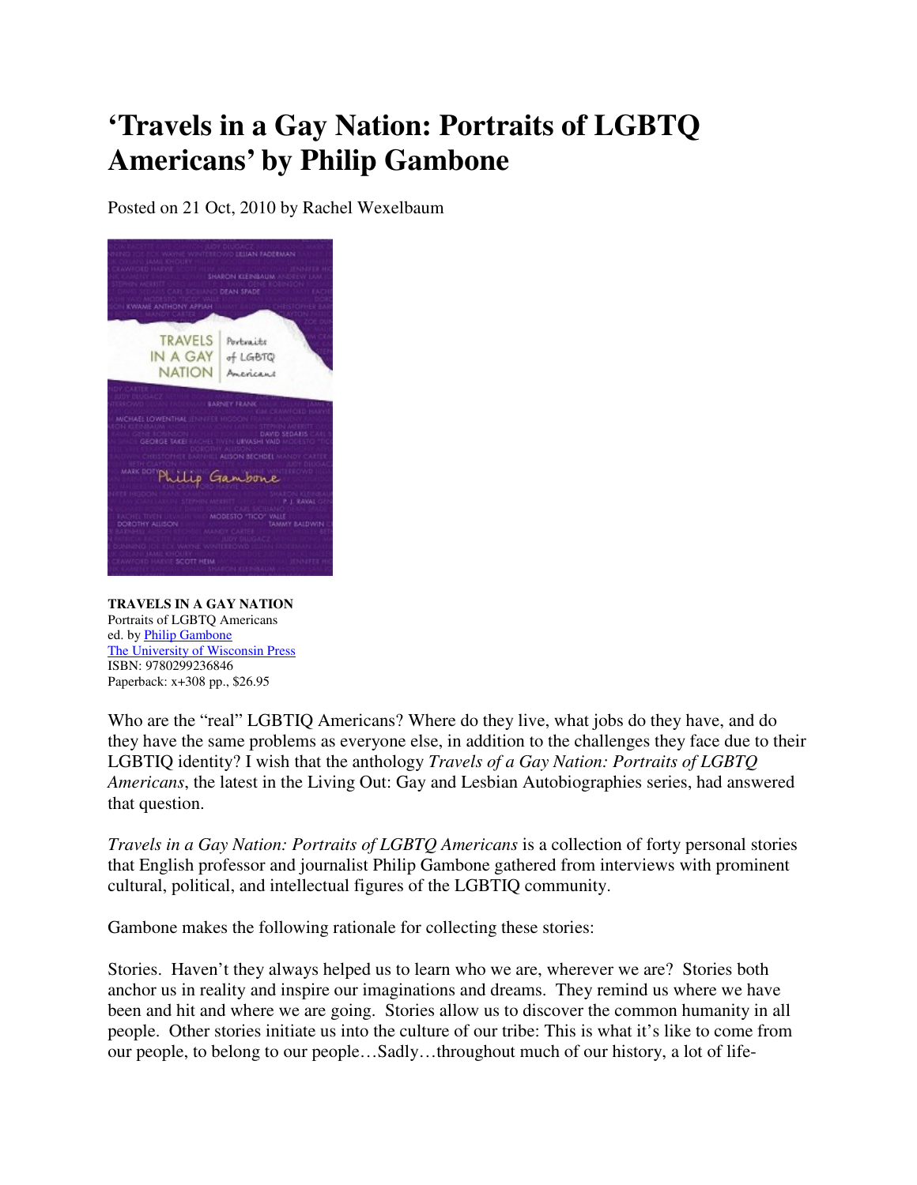# 'Travels in a Gay Nation: Portraits of LGBTQ Americans' by Philip Gambone

Posted on 21 Oct, 2010 by Rachel Wexelbaum

**TRAVELS IN A GAY NATION**
Portraits of LGBTQ Americans
ed. by Philip Gambone
The University of Wisconsin Press
ISBN: 9780299236846
Paperback: x+308 pp., $26.95

Who are the "real" LGBTIQ Americans? Where do they live, what jobs do they have, and do they have the same problems as everyone else, in addition to the challenges they face due to their LGBTIQ identity? I wish that the anthology *Travels of a Gay Nation: Portraits of LGBTQ Americans*, the latest in the Living Out: Gay and Lesbian Autobiographies series, had answered that question.

*Travels in a Gay Nation: Portraits of LGBTQ Americans* is a collection of forty personal stories that English professor and journalist Philip Gambone gathered from interviews with prominent cultural, political, and intellectual figures of the LGBTIQ community.

Gambone makes the following rationale for collecting these stories:

Stories. Haven't they always helped us to learn who we are, wherever we are? Stories both anchor us in reality and inspire our imaginations and dreams. They remind us where we have been and hit and where we are going. Stories allow us to discover the common humanity in all people. Other stories initiate us into the culture of our tribe: This is what it's like to come from our people, to belong to our people…Sadly…throughout much of our history, a lot of life-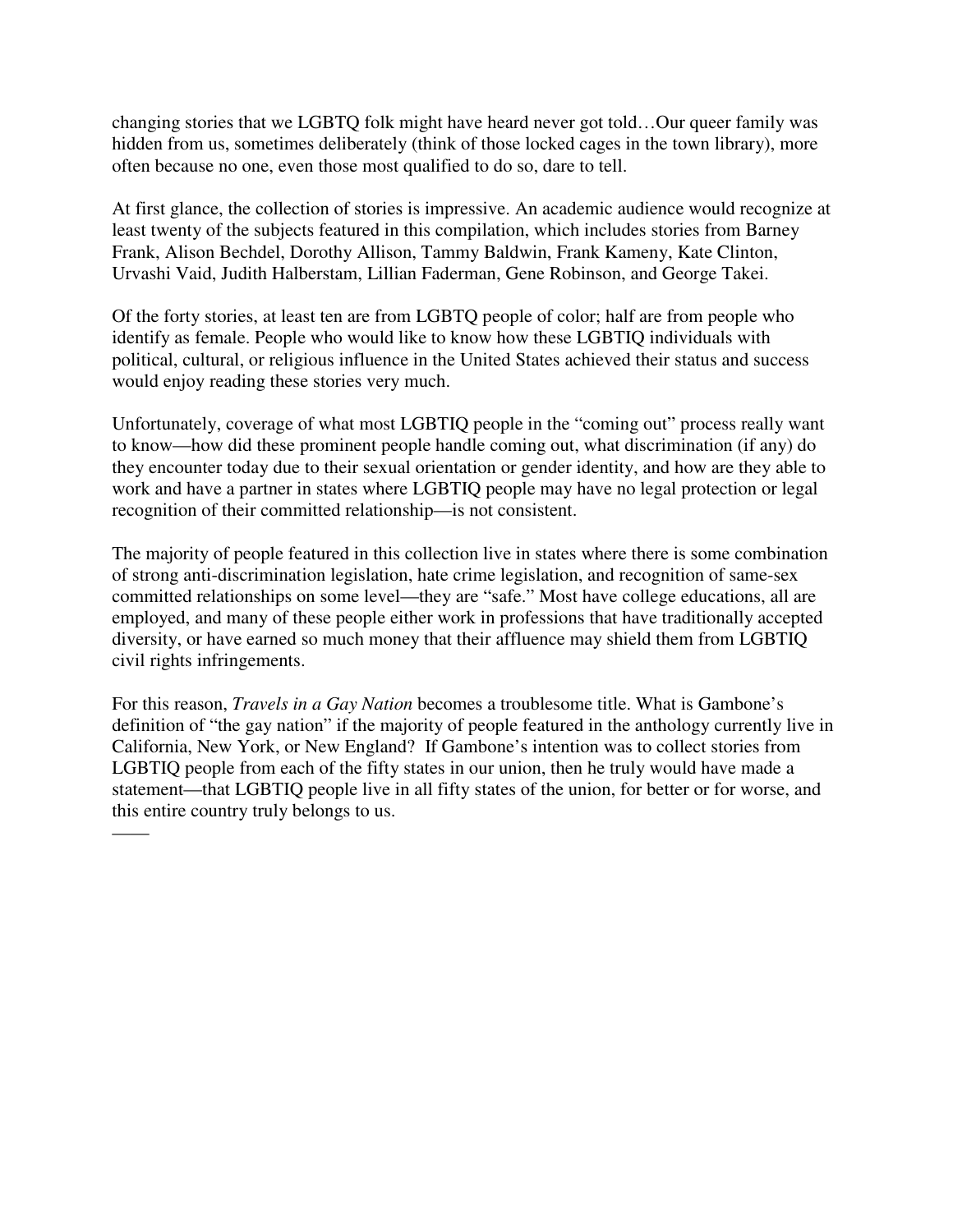changing stories that we LGBTQ folk might have heard never got told…Our queer family was hidden from us, sometimes deliberately (think of those locked cages in the town library), more often because no one, even those most qualified to do so, dare to tell.

At first glance, the collection of stories is impressive. An academic audience would recognize at least twenty of the subjects featured in this compilation, which includes stories from Barney Frank, Alison Bechdel, Dorothy Allison, Tammy Baldwin, Frank Kameny, Kate Clinton, Urvashi Vaid, Judith Halberstam, Lillian Faderman, Gene Robinson, and George Takei.

Of the forty stories, at least ten are from LGBTQ people of color; half are from people who identify as female. People who would like to know how these LGBTIQ individuals with political, cultural, or religious influence in the United States achieved their status and success would enjoy reading these stories very much.

Unfortunately, coverage of what most LGBTIQ people in the "coming out" process really want to know—how did these prominent people handle coming out, what discrimination (if any) do they encounter today due to their sexual orientation or gender identity, and how are they able to work and have a partner in states where LGBTIQ people may have no legal protection or legal recognition of their committed relationship—is not consistent.

The majority of people featured in this collection live in states where there is some combination of strong anti-discrimination legislation, hate crime legislation, and recognition of same-sex committed relationships on some level—they are "safe." Most have college educations, all are employed, and many of these people either work in professions that have traditionally accepted diversity, or have earned so much money that their affluence may shield them from LGBTIQ civil rights infringements.

For this reason, *Travels in a Gay Nation* becomes a troublesome title. What is Gambone's definition of "the gay nation" if the majority of people featured in the anthology currently live in California, New York, or New England? If Gambone's intention was to collect stories from LGBTIQ people from each of the fifty states in our union, then he truly would have made a statement—that LGBTIQ people live in all fifty states of the union, for better or for worse, and this entire country truly belongs to us.

——